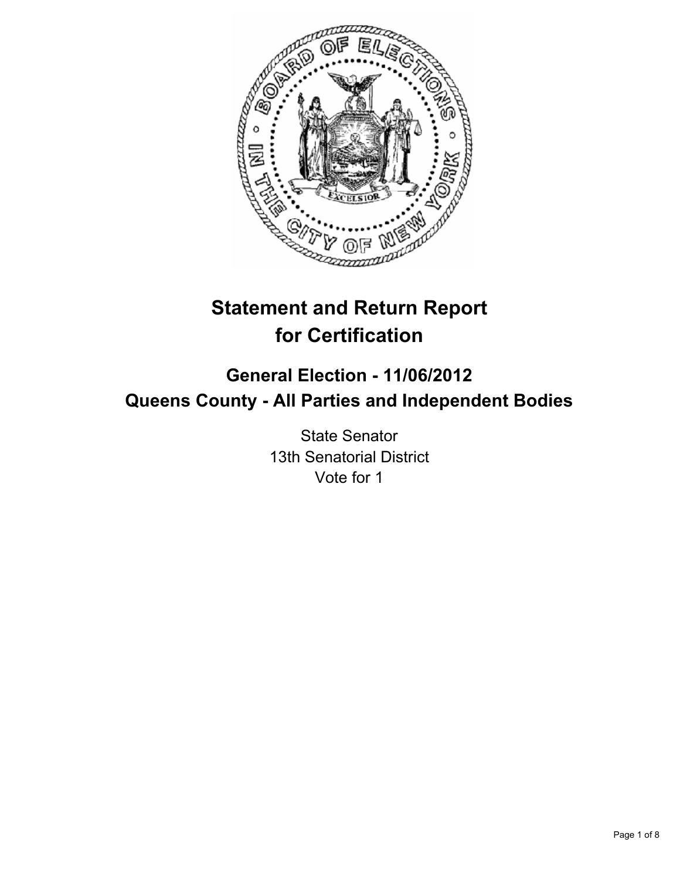# Statement and Return Report for Certification

## General Election - 11/06/2012
## Queens County - All Parties and Independent Bodies

State Senator
13th Senatorial District
Vote for 1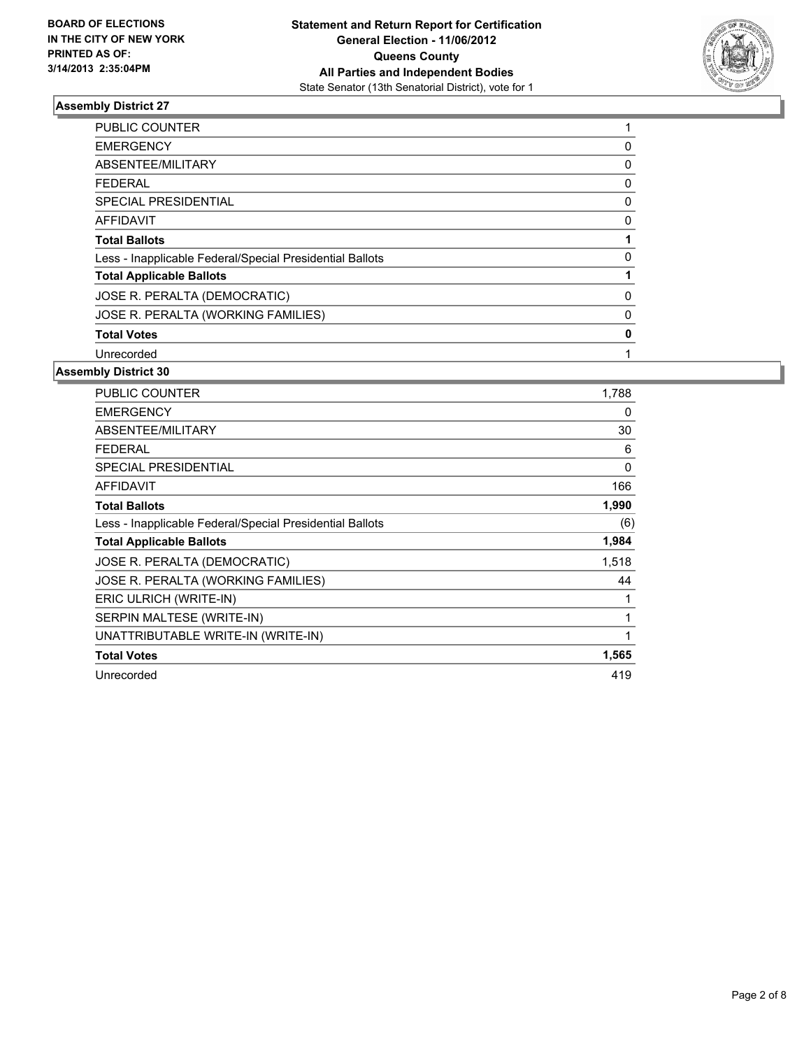**BOARD OF ELECTIONS**
**IN THE CITY OF NEW YORK**
**PRINTED AS OF:**
**3/14/2013 2:35:04PM**

**Statement and Return Report for Certification**
**General Election - 11/06/2012**
**Queens County**
**All Parties and Independent Bodies**
State Senator (13th Senatorial District), vote for 1

### Assembly District 27

| | |
|---|---|
| PUBLIC COUNTER | 1 |
| EMERGENCY | 0 |
| ABSENTEE/MILITARY | 0 |
| FEDERAL | 0 |
| SPECIAL PRESIDENTIAL | 0 |
| AFFIDAVIT | 0 |
| **Total Ballots** | **1** |
| Less - Inapplicable Federal/Special Presidential Ballots | 0 |
| **Total Applicable Ballots** | **1** |
| JOSE R. PERALTA (DEMOCRATIC) | 0 |
| JOSE R. PERALTA (WORKING FAMILIES) | 0 |
| **Total Votes** | **0** |
| Unrecorded | 1 |

### Assembly District 30

| | |
|---|---|
| PUBLIC COUNTER | 1,788 |
| EMERGENCY | 0 |
| ABSENTEE/MILITARY | 30 |
| FEDERAL | 6 |
| SPECIAL PRESIDENTIAL | 0 |
| AFFIDAVIT | 166 |
| **Total Ballots** | **1,990** |
| Less - Inapplicable Federal/Special Presidential Ballots | (6) |
| **Total Applicable Ballots** | **1,984** |
| JOSE R. PERALTA (DEMOCRATIC) | 1,518 |
| JOSE R. PERALTA (WORKING FAMILIES) | 44 |
| ERIC ULRICH (WRITE-IN) | 1 |
| SERPIN MALTESE (WRITE-IN) | 1 |
| UNATTRIBUTABLE WRITE-IN (WRITE-IN) | 1 |
| **Total Votes** | **1,565** |
| Unrecorded | 419 |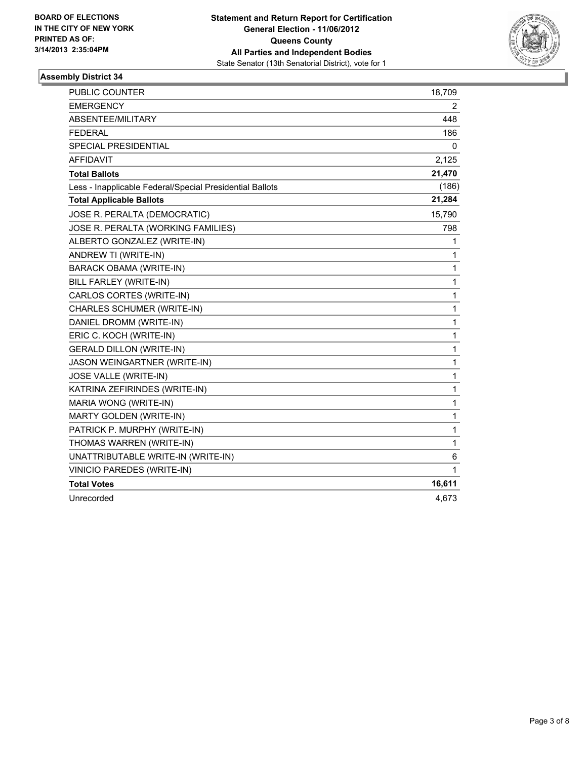**BOARD OF ELECTIONS IN THE CITY OF NEW YORK PRINTED AS OF: 3/14/2013 2:35:04PM**

**Statement and Return Report for Certification**
**General Election - 11/06/2012**
**Queens County**
**All Parties and Independent Bodies**
State Senator (13th Senatorial District), vote for 1

## Assembly District 34

| | |
|---|---|
| PUBLIC COUNTER | 18,709 |
| EMERGENCY | 2 |
| ABSENTEE/MILITARY | 448 |
| FEDERAL | 186 |
| SPECIAL PRESIDENTIAL | 0 |
| AFFIDAVIT | 2,125 |
| **Total Ballots** | **21,470** |
| Less - Inapplicable Federal/Special Presidential Ballots | (186) |
| **Total Applicable Ballots** | **21,284** |
| JOSE R. PERALTA (DEMOCRATIC) | 15,790 |
| JOSE R. PERALTA (WORKING FAMILIES) | 798 |
| ALBERTO GONZALEZ (WRITE-IN) | 1 |
| ANDREW TI (WRITE-IN) | 1 |
| BARACK OBAMA (WRITE-IN) | 1 |
| BILL FARLEY (WRITE-IN) | 1 |
| CARLOS CORTES (WRITE-IN) | 1 |
| CHARLES SCHUMER (WRITE-IN) | 1 |
| DANIEL DROMM (WRITE-IN) | 1 |
| ERIC C. KOCH (WRITE-IN) | 1 |
| GERALD DILLON (WRITE-IN) | 1 |
| JASON WEINGARTNER (WRITE-IN) | 1 |
| JOSE VALLE (WRITE-IN) | 1 |
| KATRINA ZEFIRINDES (WRITE-IN) | 1 |
| MARIA WONG (WRITE-IN) | 1 |
| MARTY GOLDEN (WRITE-IN) | 1 |
| PATRICK P. MURPHY (WRITE-IN) | 1 |
| THOMAS WARREN (WRITE-IN) | 1 |
| UNATTRIBUTABLE WRITE-IN (WRITE-IN) | 6 |
| VINICIO PAREDES (WRITE-IN) | 1 |
| **Total Votes** | **16,611** |
| Unrecorded | 4,673 |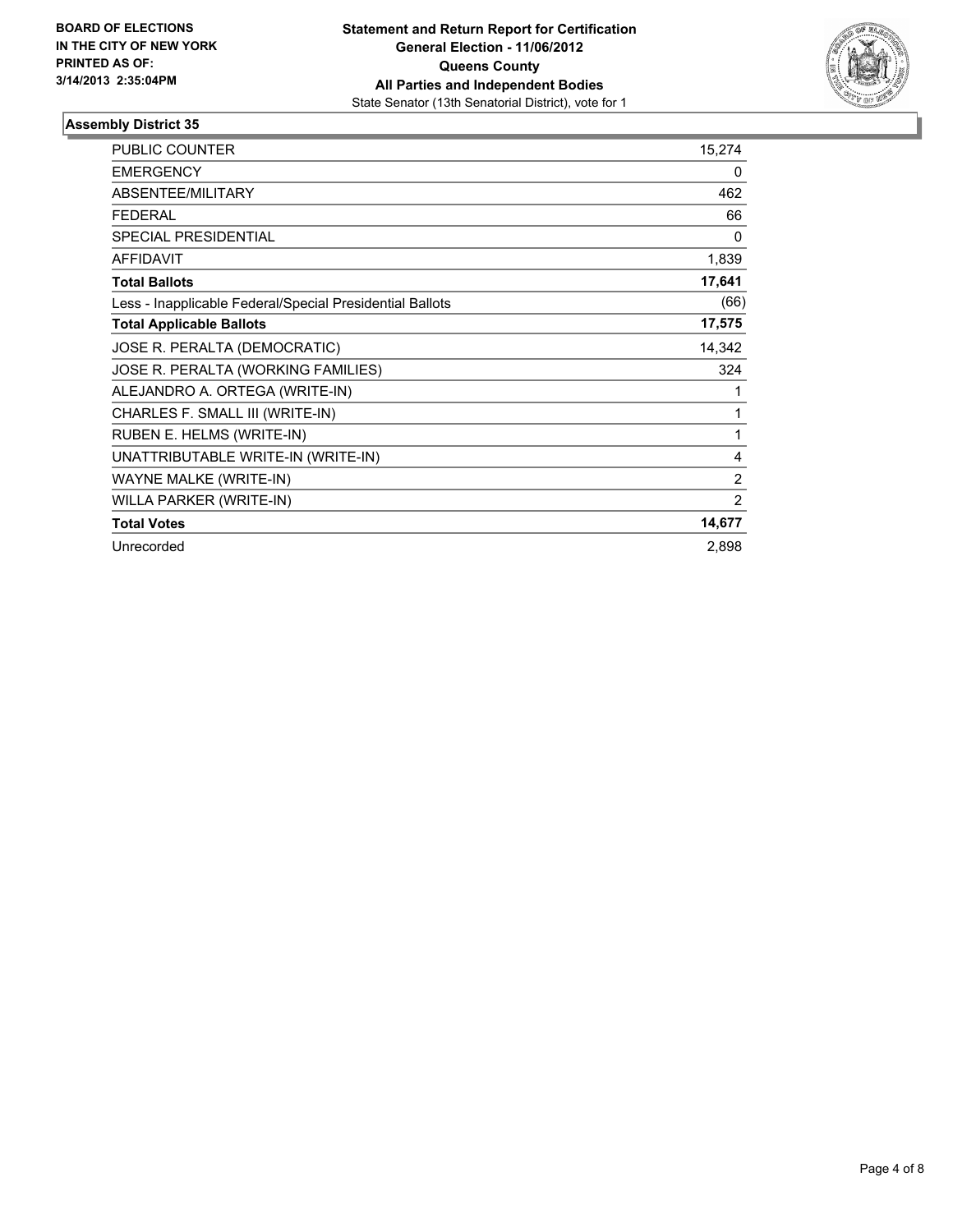**BOARD OF ELECTIONS**
**IN THE CITY OF NEW YORK**
**PRINTED AS OF:**
**3/14/2013 2:35:04PM**

**Statement and Return Report for Certification**
**General Election - 11/06/2012**
**Queens County**
**All Parties and Independent Bodies**
State Senator (13th Senatorial District), vote for 1

### Assembly District 35

| | |
|---|---|
| PUBLIC COUNTER | 15,274 |
| EMERGENCY | 0 |
| ABSENTEE/MILITARY | 462 |
| FEDERAL | 66 |
| SPECIAL PRESIDENTIAL | 0 |
| AFFIDAVIT | 1,839 |
| **Total Ballots** | **17,641** |
| Less - Inapplicable Federal/Special Presidential Ballots | (66) |
| **Total Applicable Ballots** | **17,575** |
| JOSE R. PERALTA (DEMOCRATIC) | 14,342 |
| JOSE R. PERALTA (WORKING FAMILIES) | 324 |
| ALEJANDRO A. ORTEGA (WRITE-IN) | 1 |
| CHARLES F. SMALL III (WRITE-IN) | 1 |
| RUBEN E. HELMS (WRITE-IN) | 1 |
| UNATTRIBUTABLE WRITE-IN (WRITE-IN) | 4 |
| WAYNE MALKE (WRITE-IN) | 2 |
| WILLA PARKER (WRITE-IN) | 2 |
| **Total Votes** | **14,677** |
| Unrecorded | 2,898 |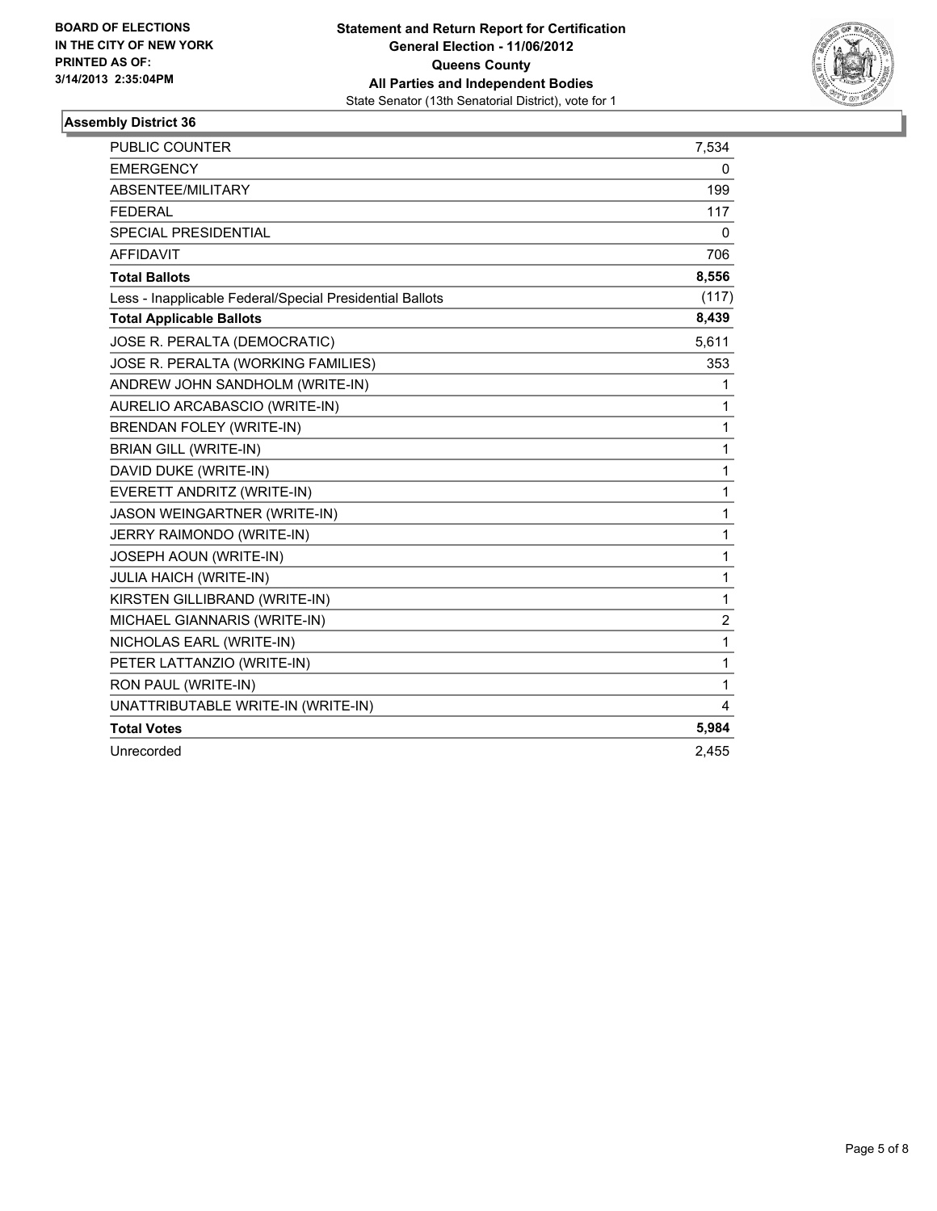**BOARD OF ELECTIONS IN THE CITY OF NEW YORK PRINTED AS OF: 3/14/2013 2:35:04PM**

**Statement and Return Report for Certification**
**General Election - 11/06/2012**
**Queens County**
**All Parties and Independent Bodies**
State Senator (13th Senatorial District), vote for 1

### Assembly District 36

| | |
|---|---|
| PUBLIC COUNTER | 7,534 |
| EMERGENCY | 0 |
| ABSENTEE/MILITARY | 199 |
| FEDERAL | 117 |
| SPECIAL PRESIDENTIAL | 0 |
| AFFIDAVIT | 706 |
| **Total Ballots** | **8,556** |
| Less - Inapplicable Federal/Special Presidential Ballots | (117) |
| **Total Applicable Ballots** | **8,439** |
| JOSE R. PERALTA (DEMOCRATIC) | 5,611 |
| JOSE R. PERALTA (WORKING FAMILIES) | 353 |
| ANDREW JOHN SANDHOLM (WRITE-IN) | 1 |
| AURELIO ARCABASCIO (WRITE-IN) | 1 |
| BRENDAN FOLEY (WRITE-IN) | 1 |
| BRIAN GILL (WRITE-IN) | 1 |
| DAVID DUKE (WRITE-IN) | 1 |
| EVERETT ANDRITZ (WRITE-IN) | 1 |
| JASON WEINGARTNER (WRITE-IN) | 1 |
| JERRY RAIMONDO (WRITE-IN) | 1 |
| JOSEPH AOUN (WRITE-IN) | 1 |
| JULIA HAICH (WRITE-IN) | 1 |
| KIRSTEN GILLIBRAND (WRITE-IN) | 1 |
| MICHAEL GIANNARIS (WRITE-IN) | 2 |
| NICHOLAS EARL (WRITE-IN) | 1 |
| PETER LATTANZIO (WRITE-IN) | 1 |
| RON PAUL (WRITE-IN) | 1 |
| UNATTRIBUTABLE WRITE-IN (WRITE-IN) | 4 |
| **Total Votes** | **5,984** |
| Unrecorded | 2,455 |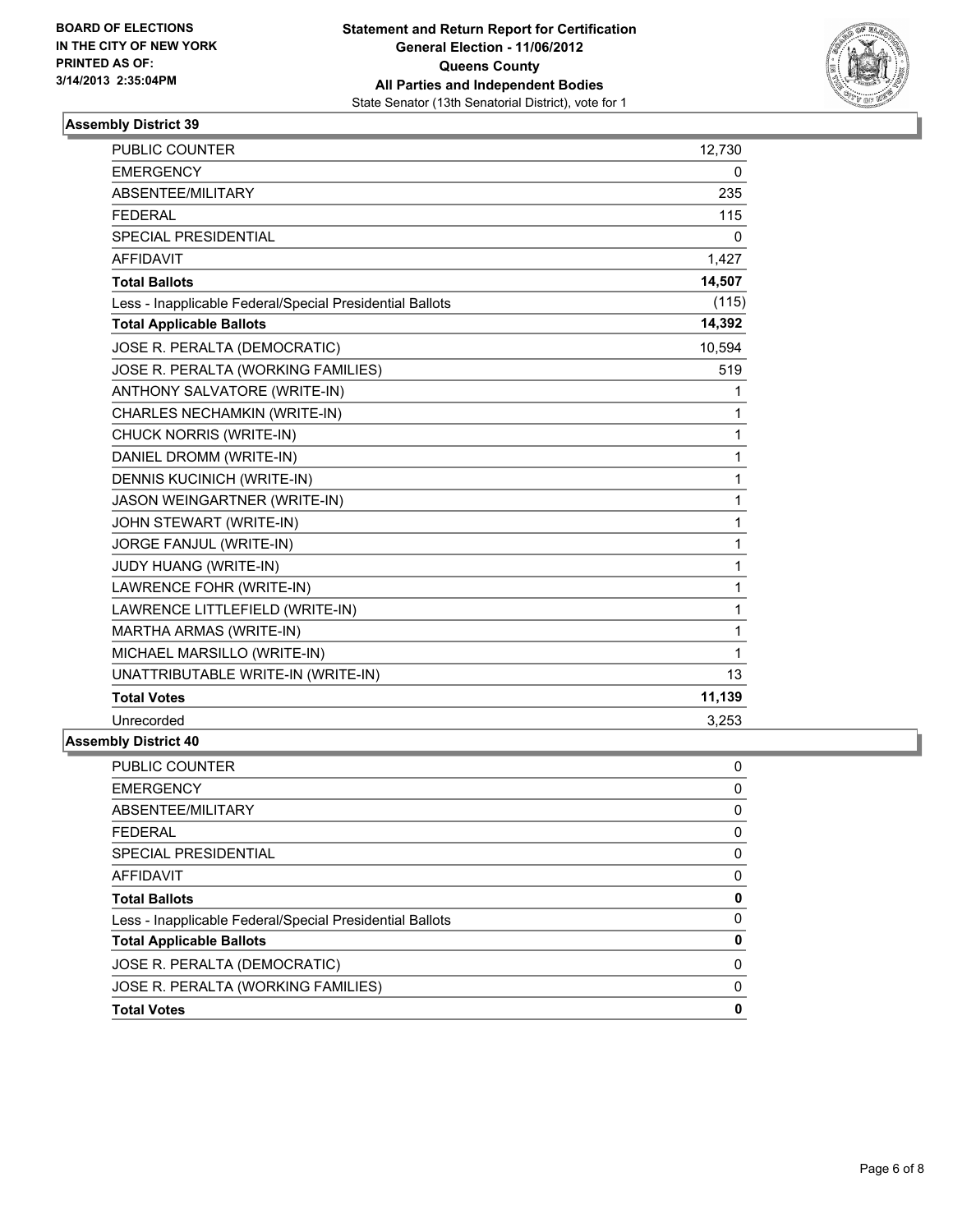BOARD OF ELECTIONS
IN THE CITY OF NEW YORK
PRINTED AS OF:
3/14/2013 2:35:04PM

**Statement and Return Report for Certification**
**General Election - 11/06/2012**
**Queens County**
**All Parties and Independent Bodies**
State Senator (13th Senatorial District), vote for 1

### Assembly District 39

| | |
|---|---|
| PUBLIC COUNTER | 12,730 |
| EMERGENCY | 0 |
| ABSENTEE/MILITARY | 235 |
| FEDERAL | 115 |
| SPECIAL PRESIDENTIAL | 0 |
| AFFIDAVIT | 1,427 |
| **Total Ballots** | **14,507** |
| Less - Inapplicable Federal/Special Presidential Ballots | (115) |
| **Total Applicable Ballots** | **14,392** |
| JOSE R. PERALTA (DEMOCRATIC) | 10,594 |
| JOSE R. PERALTA (WORKING FAMILIES) | 519 |
| ANTHONY SALVATORE (WRITE-IN) | 1 |
| CHARLES NECHAMKIN (WRITE-IN) | 1 |
| CHUCK NORRIS (WRITE-IN) | 1 |
| DANIEL DROMM (WRITE-IN) | 1 |
| DENNIS KUCINICH (WRITE-IN) | 1 |
| JASON WEINGARTNER (WRITE-IN) | 1 |
| JOHN STEWART (WRITE-IN) | 1 |
| JORGE FANJUL (WRITE-IN) | 1 |
| JUDY HUANG (WRITE-IN) | 1 |
| LAWRENCE FOHR (WRITE-IN) | 1 |
| LAWRENCE LITTLEFIELD (WRITE-IN) | 1 |
| MARTHA ARMAS (WRITE-IN) | 1 |
| MICHAEL MARSILLO (WRITE-IN) | 1 |
| UNATTRIBUTABLE WRITE-IN (WRITE-IN) | 13 |
| **Total Votes** | **11,139** |
| Unrecorded | 3,253 |

### Assembly District 40

| | |
|---|---|
| PUBLIC COUNTER | 0 |
| EMERGENCY | 0 |
| ABSENTEE/MILITARY | 0 |
| FEDERAL | 0 |
| SPECIAL PRESIDENTIAL | 0 |
| AFFIDAVIT | 0 |
| **Total Ballots** | **0** |
| Less - Inapplicable Federal/Special Presidential Ballots | 0 |
| **Total Applicable Ballots** | **0** |
| JOSE R. PERALTA (DEMOCRATIC) | 0 |
| JOSE R. PERALTA (WORKING FAMILIES) | 0 |
| **Total Votes** | **0** |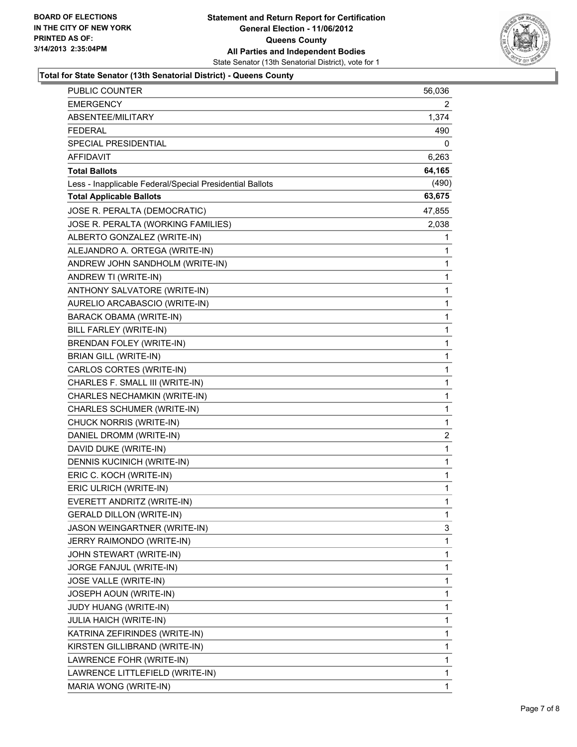BOARD OF ELECTIONS
IN THE CITY OF NEW YORK
PRINTED AS OF:
3/14/2013 2:35:04PM

**Statement and Return Report for Certification**
**General Election - 11/06/2012**
**Queens County**
**All Parties and Independent Bodies**
State Senator (13th Senatorial District), vote for 1

### Total for State Senator (13th Senatorial District) - Queens County

| | |
|---|---|
| PUBLIC COUNTER | 56,036 |
| EMERGENCY | 2 |
| ABSENTEE/MILITARY | 1,374 |
| FEDERAL | 490 |
| SPECIAL PRESIDENTIAL | 0 |
| AFFIDAVIT | 6,263 |
| **Total Ballots** | **64,165** |
| Less - Inapplicable Federal/Special Presidential Ballots | (490) |
| **Total Applicable Ballots** | **63,675** |
| JOSE R. PERALTA (DEMOCRATIC) | 47,855 |
| JOSE R. PERALTA (WORKING FAMILIES) | 2,038 |
| ALBERTO GONZALEZ (WRITE-IN) | 1 |
| ALEJANDRO A. ORTEGA (WRITE-IN) | 1 |
| ANDREW JOHN SANDHOLM (WRITE-IN) | 1 |
| ANDREW TI (WRITE-IN) | 1 |
| ANTHONY SALVATORE (WRITE-IN) | 1 |
| AURELIO ARCABASCIO (WRITE-IN) | 1 |
| BARACK OBAMA (WRITE-IN) | 1 |
| BILL FARLEY (WRITE-IN) | 1 |
| BRENDAN FOLEY (WRITE-IN) | 1 |
| BRIAN GILL (WRITE-IN) | 1 |
| CARLOS CORTES (WRITE-IN) | 1 |
| CHARLES F. SMALL III (WRITE-IN) | 1 |
| CHARLES NECHAMKIN (WRITE-IN) | 1 |
| CHARLES SCHUMER (WRITE-IN) | 1 |
| CHUCK NORRIS (WRITE-IN) | 1 |
| DANIEL DROMM (WRITE-IN) | 2 |
| DAVID DUKE (WRITE-IN) | 1 |
| DENNIS KUCINICH (WRITE-IN) | 1 |
| ERIC C. KOCH (WRITE-IN) | 1 |
| ERIC ULRICH (WRITE-IN) | 1 |
| EVERETT ANDRITZ (WRITE-IN) | 1 |
| GERALD DILLON (WRITE-IN) | 1 |
| JASON WEINGARTNER (WRITE-IN) | 3 |
| JERRY RAIMONDO (WRITE-IN) | 1 |
| JOHN STEWART (WRITE-IN) | 1 |
| JORGE FANJUL (WRITE-IN) | 1 |
| JOSE VALLE (WRITE-IN) | 1 |
| JOSEPH AOUN (WRITE-IN) | 1 |
| JUDY HUANG (WRITE-IN) | 1 |
| JULIA HAICH (WRITE-IN) | 1 |
| KATRINA ZEFIRINDES (WRITE-IN) | 1 |
| KIRSTEN GILLIBRAND (WRITE-IN) | 1 |
| LAWRENCE FOHR (WRITE-IN) | 1 |
| LAWRENCE LITTLEFIELD (WRITE-IN) | 1 |
| MARIA WONG (WRITE-IN) | 1 |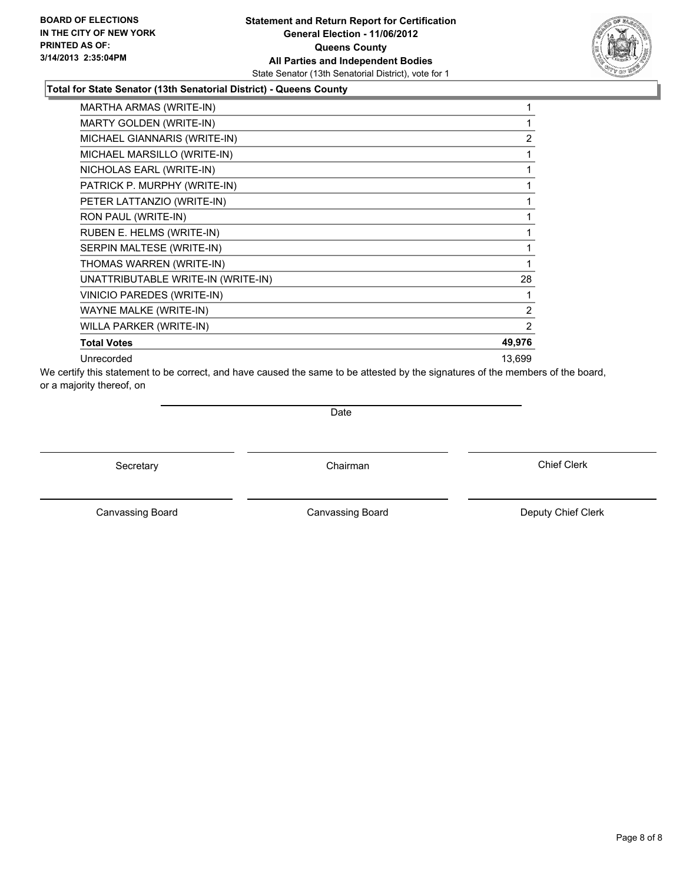**BOARD OF ELECTIONS IN THE CITY OF NEW YORK PRINTED AS OF: 3/14/2013 2:35:04PM**

**Statement and Return Report for Certification**
**General Election - 11/06/2012**
**Queens County**
**All Parties and Independent Bodies**
State Senator (13th Senatorial District), vote for 1

**Total for State Senator (13th Senatorial District) - Queens County**

| | |
|---|---|
| MARTHA ARMAS (WRITE-IN) | 1 |
| MARTY GOLDEN (WRITE-IN) | 1 |
| MICHAEL GIANNARIS (WRITE-IN) | 2 |
| MICHAEL MARSILLO (WRITE-IN) | 1 |
| NICHOLAS EARL (WRITE-IN) | 1 |
| PATRICK P. MURPHY (WRITE-IN) | 1 |
| PETER LATTANZIO (WRITE-IN) | 1 |
| RON PAUL (WRITE-IN) | 1 |
| RUBEN E. HELMS (WRITE-IN) | 1 |
| SERPIN MALTESE (WRITE-IN) | 1 |
| THOMAS WARREN (WRITE-IN) | 1 |
| UNATTRIBUTABLE WRITE-IN (WRITE-IN) | 28 |
| VINICIO PAREDES (WRITE-IN) | 1 |
| WAYNE MALKE (WRITE-IN) | 2 |
| WILLA PARKER (WRITE-IN) | 2 |
| **Total Votes** | **49,976** |
| Unrecorded | 13,699 |

We certify this statement to be correct, and have caused the same to be attested by the signatures of the members of the board, or a majority thereof, on

Date

Secretary | Chairman | Chief Clerk

Canvassing Board | Canvassing Board | Deputy Chief Clerk